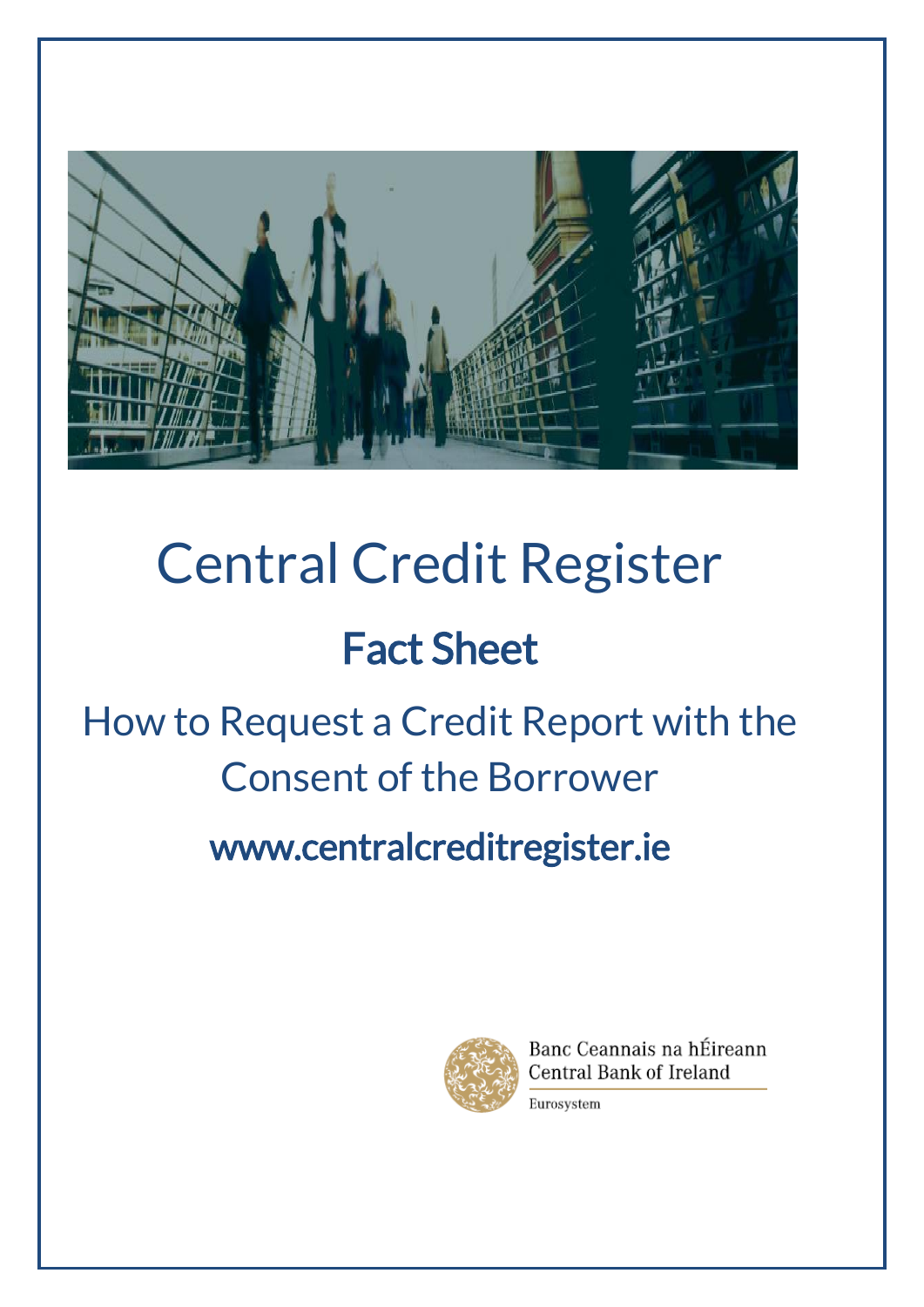# Central Credit Register

## Fact Sheet

How to Request a Credit Report with the Consent of the Borrower

**www.centralcreditregister.ie**

Banc Ceannais na hÉireann
Central Bank of Ireland

Eurosystem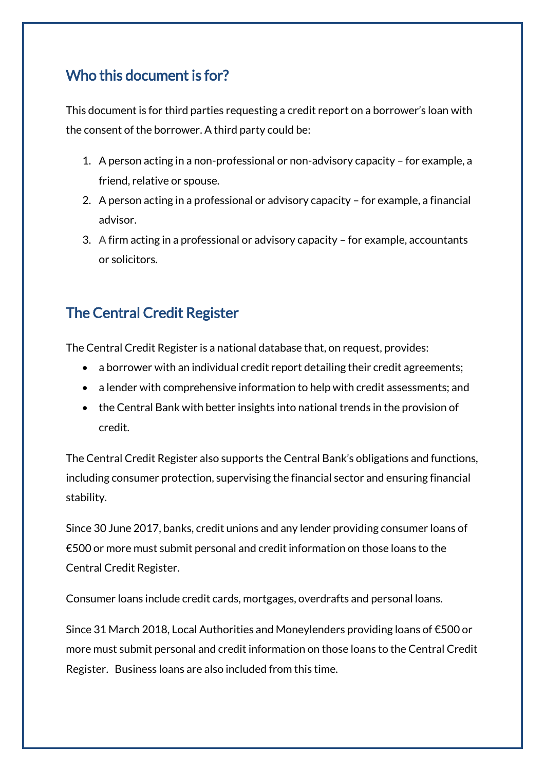## Who this document is for?

This document is for third parties requesting a credit report on a borrower's loan with the consent of the borrower. A third party could be:

1. A person acting in a non-professional or non-advisory capacity – for example, a friend, relative or spouse.
2. A person acting in a professional or advisory capacity – for example, a financial advisor.
3. A firm acting in a professional or advisory capacity – for example, accountants or solicitors.

## The Central Credit Register

The Central Credit Register is a national database that, on request, provides:

- a borrower with an individual credit report detailing their credit agreements;
- a lender with comprehensive information to help with credit assessments; and
- the Central Bank with better insights into national trends in the provision of credit.

The Central Credit Register also supports the Central Bank's obligations and functions, including consumer protection, supervising the financial sector and ensuring financial stability.

Since 30 June 2017, banks, credit unions and any lender providing consumer loans of €500 or more must submit personal and credit information on those loans to the Central Credit Register.

Consumer loans include credit cards, mortgages, overdrafts and personal loans.

Since 31 March 2018, Local Authorities and Moneylenders providing loans of €500 or more must submit personal and credit information on those loans to the Central Credit Register. Business loans are also included from this time.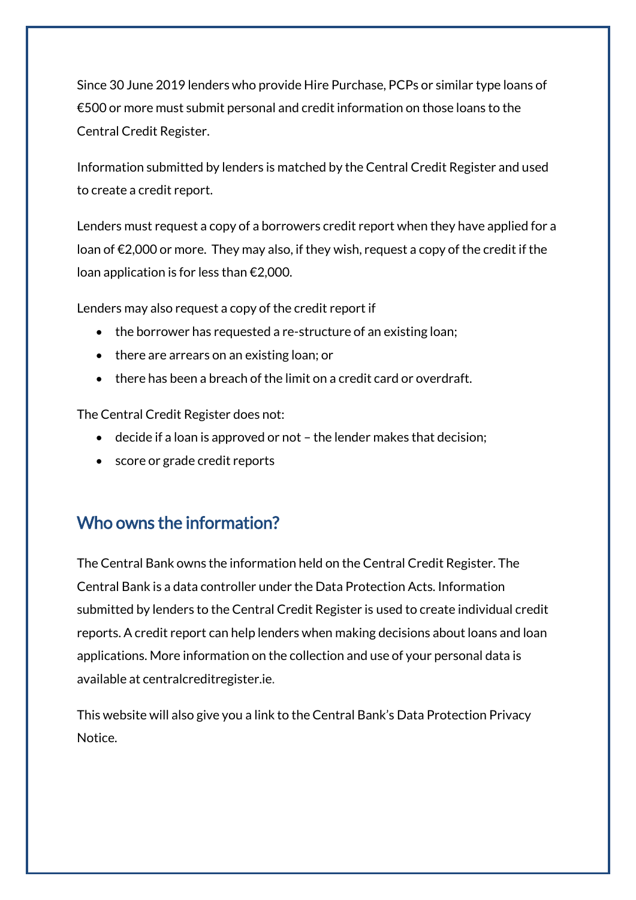Since 30 June 2019 lenders who provide Hire Purchase, PCPs or similar type loans of €500 or more must submit personal and credit information on those loans to the Central Credit Register.

Information submitted by lenders is matched by the Central Credit Register and used to create a credit report.

Lenders must request a copy of a borrowers credit report when they have applied for a loan of €2,000 or more. They may also, if they wish, request a copy of the credit if the loan application is for less than €2,000.

Lenders may also request a copy of the credit report if

- the borrower has requested a re-structure of an existing loan;
- there are arrears on an existing loan; or
- there has been a breach of the limit on a credit card or overdraft.

The Central Credit Register does not:

- decide if a loan is approved or not – the lender makes that decision;
- score or grade credit reports

## Who owns the information?

The Central Bank owns the information held on the Central Credit Register. The Central Bank is a data controller under the Data Protection Acts. Information submitted by lenders to the Central Credit Register is used to create individual credit reports. A credit report can help lenders when making decisions about loans and loan applications. More information on the collection and use of your personal data is available at centralcreditregister.ie.

This website will also give you a link to the Central Bank's Data Protection Privacy Notice.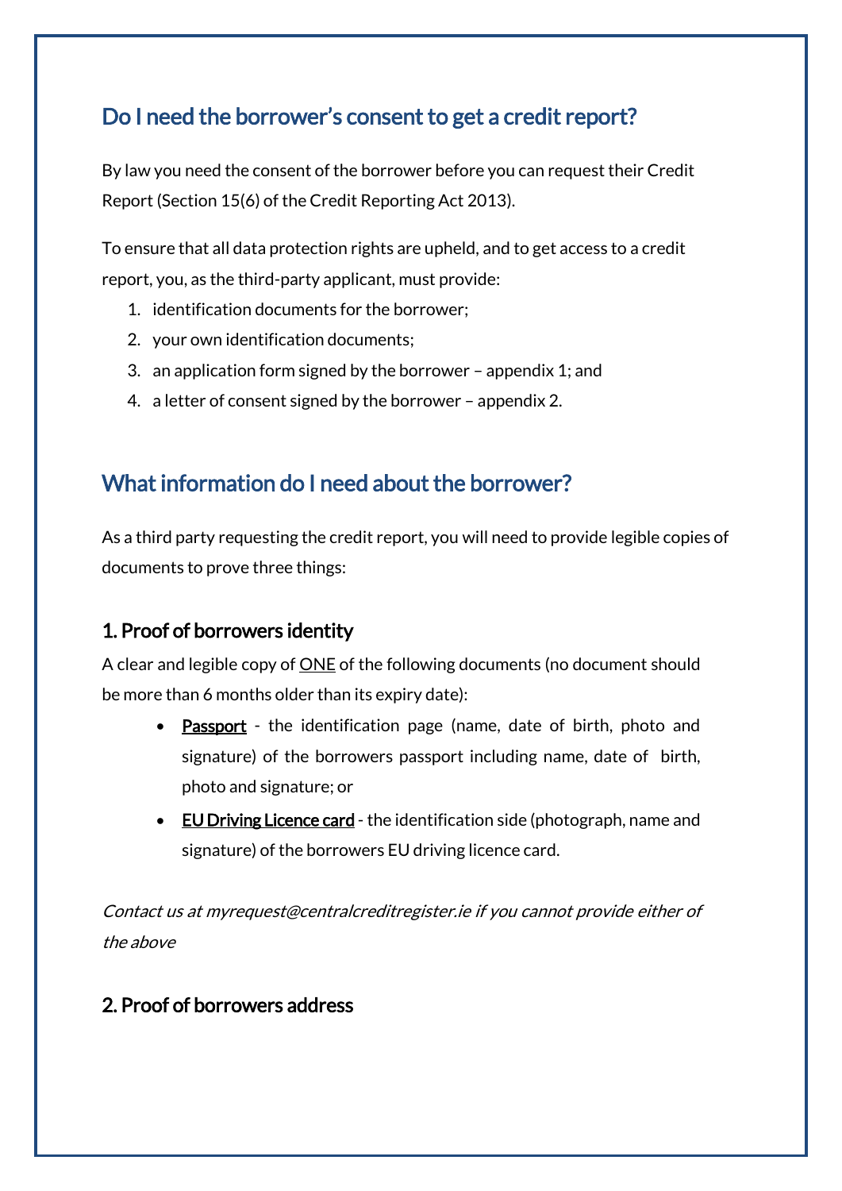## Do I need the borrower's consent to get a credit report?

By law you need the consent of the borrower before you can request their Credit Report (Section 15(6) of the Credit Reporting Act 2013).

To ensure that all data protection rights are upheld, and to get access to a credit report, you, as the third-party applicant, must provide:

1. identification documents for the borrower;
2. your own identification documents;
3. an application form signed by the borrower – appendix 1; and
4. a letter of consent signed by the borrower – appendix 2.

## What information do I need about the borrower?

As a third party requesting the credit report, you will need to provide legible copies of documents to prove three things:

### 1. Proof of borrowers identity

A clear and legible copy of ONE of the following documents (no document should be more than 6 months older than its expiry date):

- **Passport** - the identification page (name, date of birth, photo and signature) of the borrowers passport including name, date of birth, photo and signature; or
- **EU Driving Licence card** - the identification side (photograph, name and signature) of the borrowers EU driving licence card.

*Contact us at myrequest@centralcreditregister.ie if you cannot provide either of the above*

### 2. Proof of borrowers address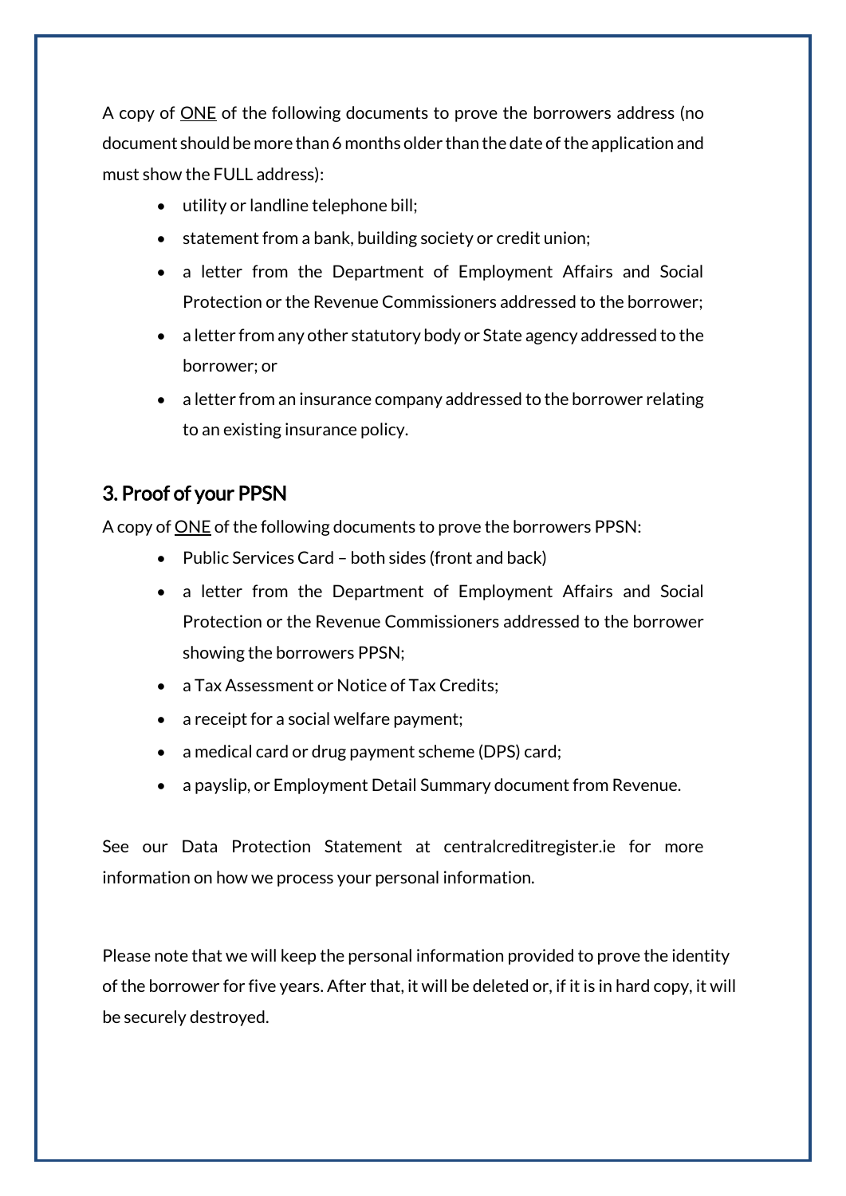A copy of <u>ONE</u> of the following documents to prove the borrowers address (no document should be more than 6 months older than the date of the application and must show the FULL address):

- utility or landline telephone bill;
- statement from a bank, building society or credit union;
- a letter from the Department of Employment Affairs and Social Protection or the Revenue Commissioners addressed to the borrower;
- a letter from any other statutory body or State agency addressed to the borrower; or
- a letter from an insurance company addressed to the borrower relating to an existing insurance policy.

## 3. Proof of your PPSN

A copy of <u>ONE</u> of the following documents to prove the borrowers PPSN:

- Public Services Card – both sides (front and back)
- a letter from the Department of Employment Affairs and Social Protection or the Revenue Commissioners addressed to the borrower showing the borrowers PPSN;
- a Tax Assessment or Notice of Tax Credits;
- a receipt for a social welfare payment;
- a medical card or drug payment scheme (DPS) card;
- a payslip, or Employment Detail Summary document from Revenue.

See our Data Protection Statement at centralcreditregister.ie for more information on how we process your personal information.

Please note that we will keep the personal information provided to prove the identity of the borrower for five years. After that, it will be deleted or, if it is in hard copy, it will be securely destroyed.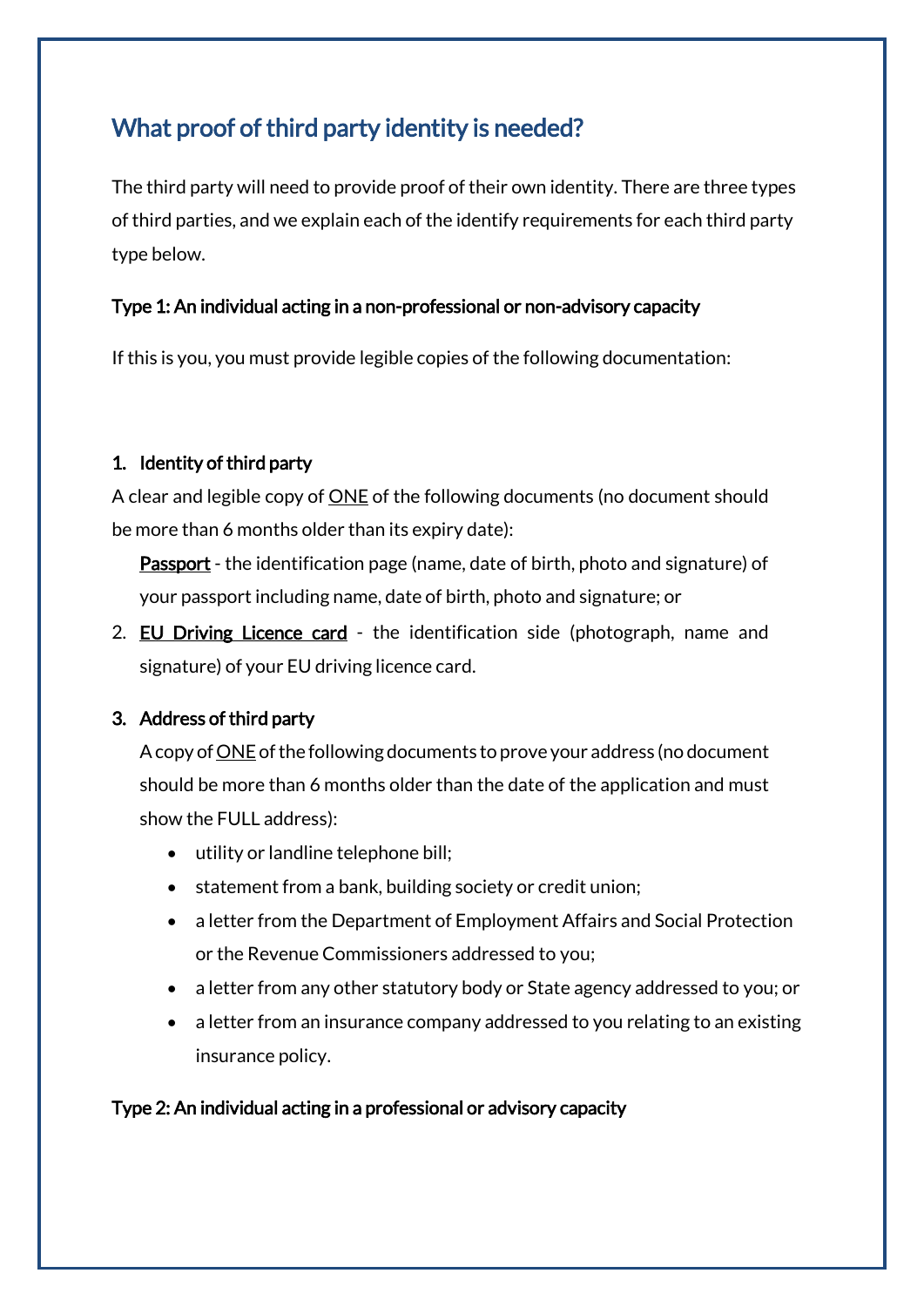## What proof of third party identity is needed?

The third party will need to provide proof of their own identity. There are three types of third parties, and we explain each of the identify requirements for each third party type below.

**Type 1: An individual acting in a non-professional or non-advisory capacity**

If this is you, you must provide legible copies of the following documentation:

1. **Identity of third party**

A clear and legible copy of ONE of the following documents (no document should be more than 6 months older than its expiry date):

   **Passport** - the identification page (name, date of birth, photo and signature) of your passport including name, date of birth, photo and signature; or

2. **EU Driving Licence card** - the identification side (photograph, name and signature) of your EU driving licence card.

3. **Address of third party**

   A copy of ONE of the following documents to prove your address (no document should be more than 6 months older than the date of the application and must show the FULL address):

   - utility or landline telephone bill;
   - statement from a bank, building society or credit union;
   - a letter from the Department of Employment Affairs and Social Protection or the Revenue Commissioners addressed to you;
   - a letter from any other statutory body or State agency addressed to you; or
   - a letter from an insurance company addressed to you relating to an existing insurance policy.

**Type 2: An individual acting in a professional or advisory capacity**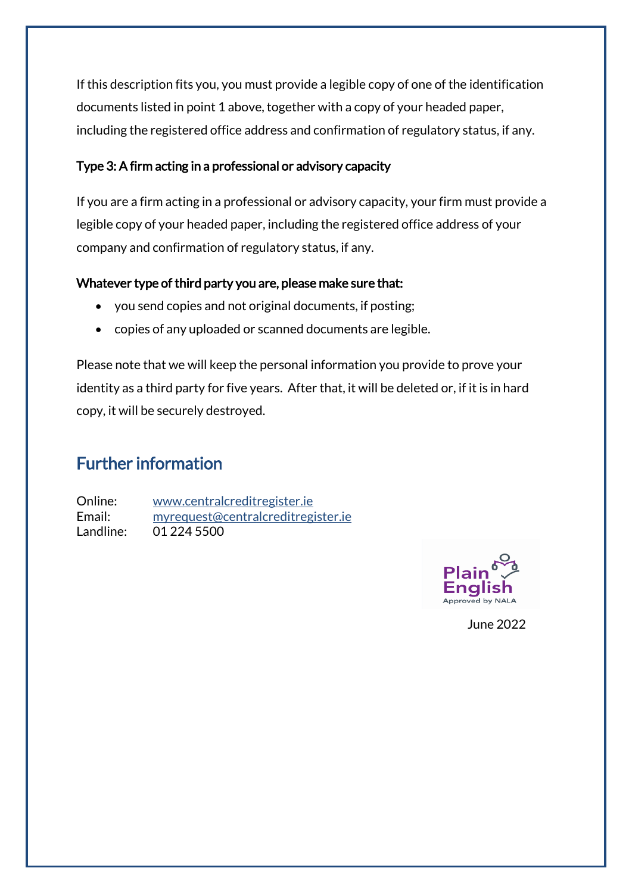If this description fits you, you must provide a legible copy of one of the identification documents listed in point 1 above, together with a copy of your headed paper, including the registered office address and confirmation of regulatory status, if any.

### Type 3: A firm acting in a professional or advisory capacity

If you are a firm acting in a professional or advisory capacity, your firm must provide a legible copy of your headed paper, including the registered office address of your company and confirmation of regulatory status, if any.

**Whatever type of third party you are, please make sure that:**

- you send copies and not original documents, if posting;
- copies of any uploaded or scanned documents are legible.

Please note that we will keep the personal information you provide to prove your identity as a third party for five years. After that, it will be deleted or, if it is in hard copy, it will be securely destroyed.

## Further information

Online: www.centralcreditregister.ie
Email: myrequest@centralcreditregister.ie
Landline: 01 224 5500

Plain English Approved by NALA

June 2022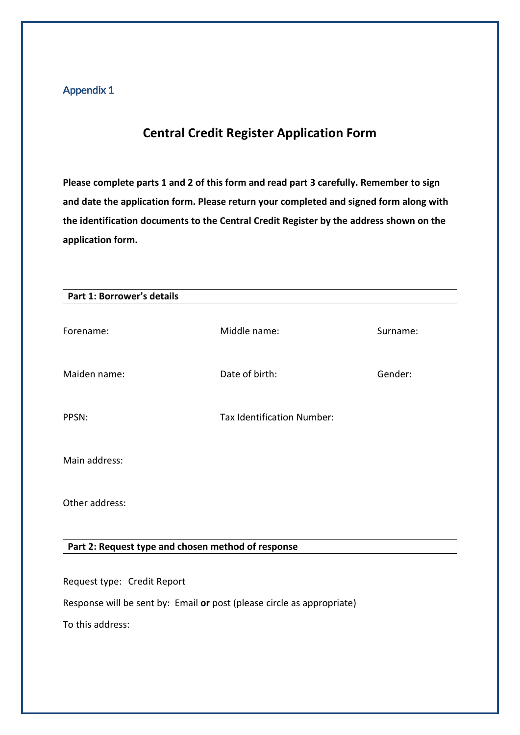Appendix 1

# Central Credit Register Application Form

**Please complete parts 1 and 2 of this form and read part 3 carefully. Remember to sign and date the application form. Please return your completed and signed form along with the identification documents to the Central Credit Register by the address shown on the application form.**

**Part 1: Borrower's details**

Forename: Middle name: Surname:

Maiden name: Date of birth: Gender:

PPSN: Tax Identification Number:

Main address:

Other address:

**Part 2: Request type and chosen method of response**

Request type: Credit Report

Response will be sent by: Email **or** post (please circle as appropriate)

To this address: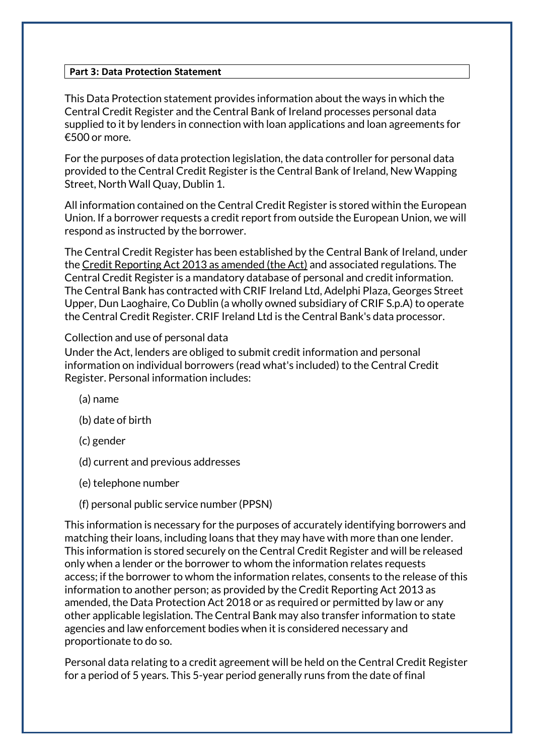**Part 3: Data Protection Statement**

This Data Protection statement provides information about the ways in which the Central Credit Register and the Central Bank of Ireland processes personal data supplied to it by lenders in connection with loan applications and loan agreements for €500 or more.

For the purposes of data protection legislation, the data controller for personal data provided to the Central Credit Register is the Central Bank of Ireland, New Wapping Street, North Wall Quay, Dublin 1.

All information contained on the Central Credit Register is stored within the European Union. If a borrower requests a credit report from outside the European Union, we will respond as instructed by the borrower.

The Central Credit Register has been established by the Central Bank of Ireland, under the Credit Reporting Act 2013 as amended (the Act) and associated regulations. The Central Credit Register is a mandatory database of personal and credit information. The Central Bank has contracted with CRIF Ireland Ltd, Adelphi Plaza, Georges Street Upper, Dun Laoghaire, Co Dublin (a wholly owned subsidiary of CRIF S.p.A) to operate the Central Credit Register. CRIF Ireland Ltd is the Central Bank's data processor.

Collection and use of personal data

Under the Act, lenders are obliged to submit credit information and personal information on individual borrowers (read what's included) to the Central Credit Register. Personal information includes:

(a) name

(b) date of birth

(c) gender

(d) current and previous addresses

(e) telephone number

(f) personal public service number (PPSN)

This information is necessary for the purposes of accurately identifying borrowers and matching their loans, including loans that they may have with more than one lender. This information is stored securely on the Central Credit Register and will be released only when a lender or the borrower to whom the information relates requests access; if the borrower to whom the information relates, consents to the release of this information to another person; as provided by the Credit Reporting Act 2013 as amended, the Data Protection Act 2018 or as required or permitted by law or any other applicable legislation. The Central Bank may also transfer information to state agencies and law enforcement bodies when it is considered necessary and proportionate to do so.

Personal data relating to a credit agreement will be held on the Central Credit Register for a period of 5 years. This 5-year period generally runs from the date of final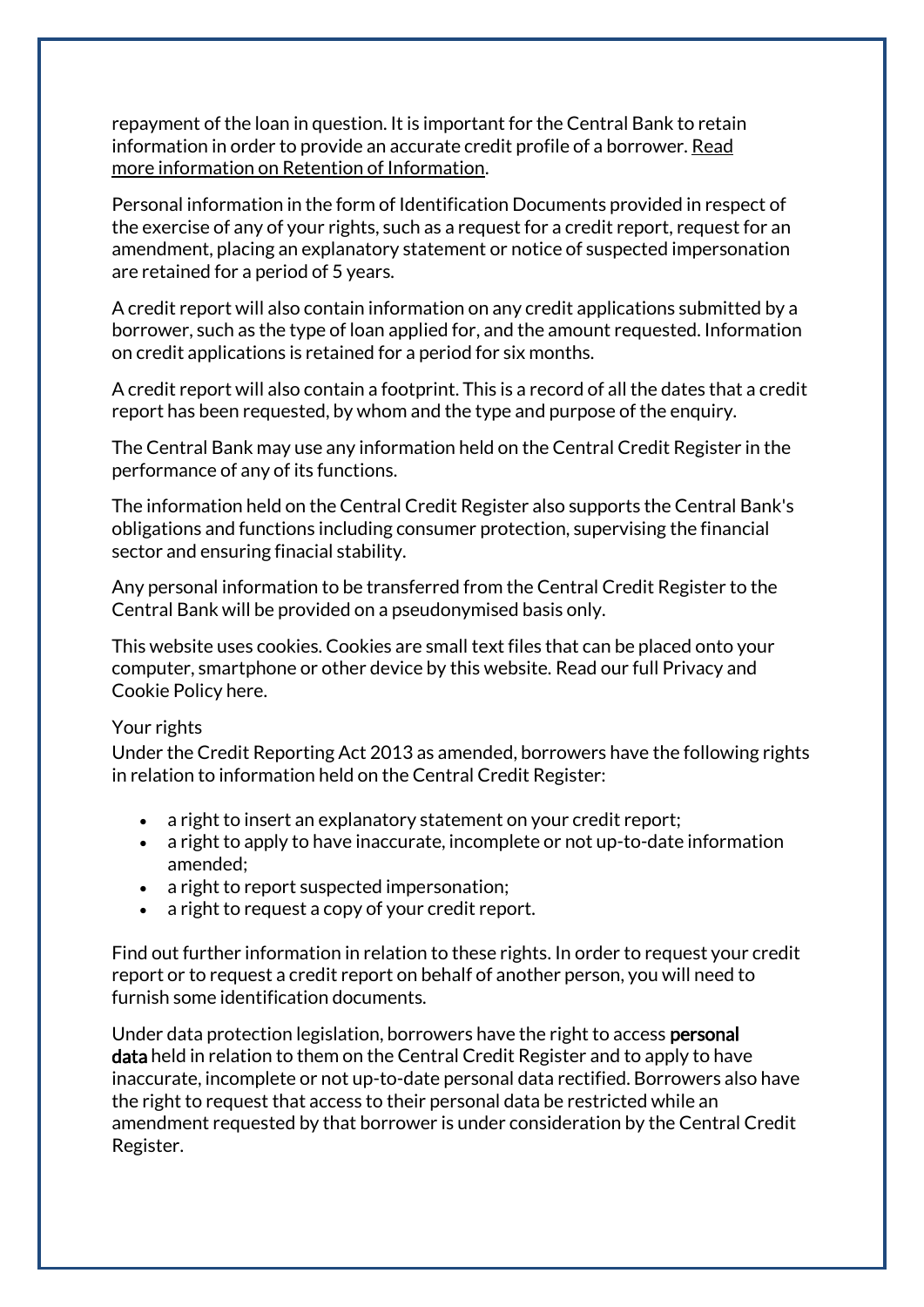repayment of the loan in question. It is important for the Central Bank to retain information in order to provide an accurate credit profile of a borrower. Read more information on Retention of Information.

Personal information in the form of Identification Documents provided in respect of the exercise of any of your rights, such as a request for a credit report, request for an amendment, placing an explanatory statement or notice of suspected impersonation are retained for a period of 5 years.

A credit report will also contain information on any credit applications submitted by a borrower, such as the type of loan applied for, and the amount requested. Information on credit applications is retained for a period for six months.

A credit report will also contain a footprint. This is a record of all the dates that a credit report has been requested, by whom and the type and purpose of the enquiry.

The Central Bank may use any information held on the Central Credit Register in the performance of any of its functions.

The information held on the Central Credit Register also supports the Central Bank's obligations and functions including consumer protection, supervising the financial sector and ensuring finacial stability.

Any personal information to be transferred from the Central Credit Register to the Central Bank will be provided on a pseudonymised basis only.

This website uses cookies. Cookies are small text files that can be placed onto your computer, smartphone or other device by this website. Read our full Privacy and Cookie Policy here.

Your rights

Under the Credit Reporting Act 2013 as amended, borrowers have the following rights in relation to information held on the Central Credit Register:

- a right to insert an explanatory statement on your credit report;
- a right to apply to have inaccurate, incomplete or not up-to-date information amended;
- a right to report suspected impersonation;
- a right to request a copy of your credit report.

Find out further information in relation to these rights. In order to request your credit report or to request a credit report on behalf of another person, you will need to furnish some identification documents.

Under data protection legislation, borrowers have the right to access **personal data** held in relation to them on the Central Credit Register and to apply to have inaccurate, incomplete or not up-to-date personal data rectified. Borrowers also have the right to request that access to their personal data be restricted while an amendment requested by that borrower is under consideration by the Central Credit Register.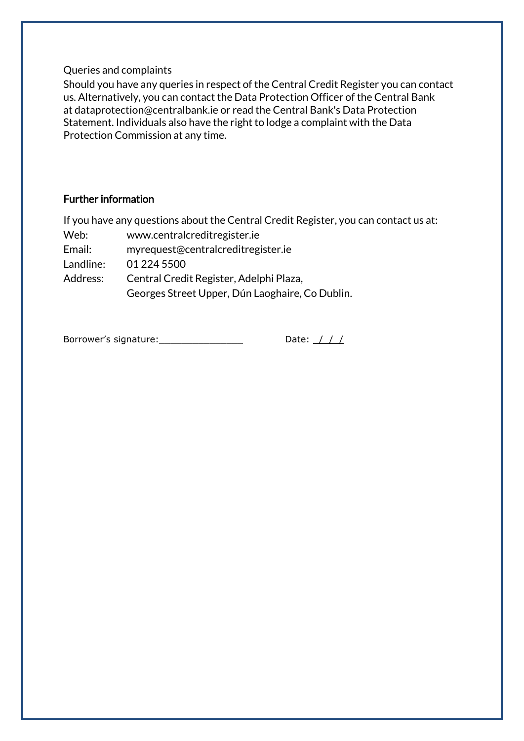Queries and complaints

Should you have any queries in respect of the Central Credit Register you can contact us. Alternatively, you can contact the Data Protection Officer of the Central Bank at dataprotection@centralbank.ie or read the Central Bank's Data Protection Statement. Individuals also have the right to lodge a complaint with the Data Protection Commission at any time.

## Further information

If you have any questions about the Central Credit Register, you can contact us at:

| | |
|---|---|
| Web: | www.centralcreditregister.ie |
| Email: | myrequest@centralcreditregister.ie |
| Landline: | 01 224 5500 |
| Address: | Central Credit Register, Adelphi Plaza, Georges Street Upper, Dún Laoghaire, Co Dublin. |

Borrower's signature:_______________ Date: _/_/_/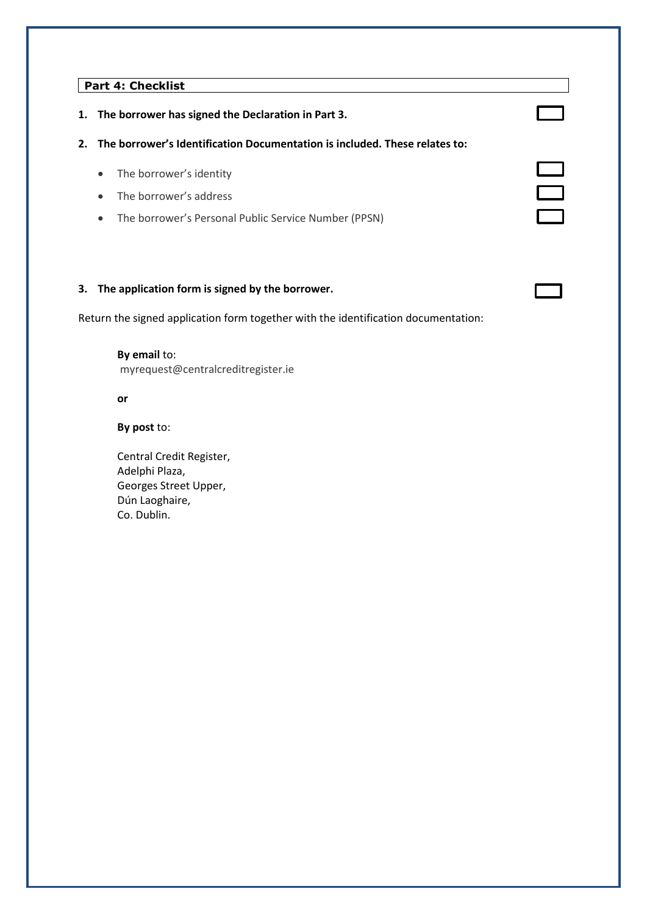## Part 4: Checklist

1. **The borrower has signed the Declaration in Part 3.** ☐

2. **The borrower's Identification Documentation is included. These relates to:**
   - The borrower's identity ☐
   - The borrower's address ☐
   - The borrower's Personal Public Service Number (PPSN) ☐

3. **The application form is signed by the borrower.** ☐

Return the signed application form together with the identification documentation:

**By email** to:
myrequest@centralcreditregister.ie

**or**

**By post** to:

Central Credit Register,
Adelphi Plaza,
Georges Street Upper,
Dún Laoghaire,
Co. Dublin.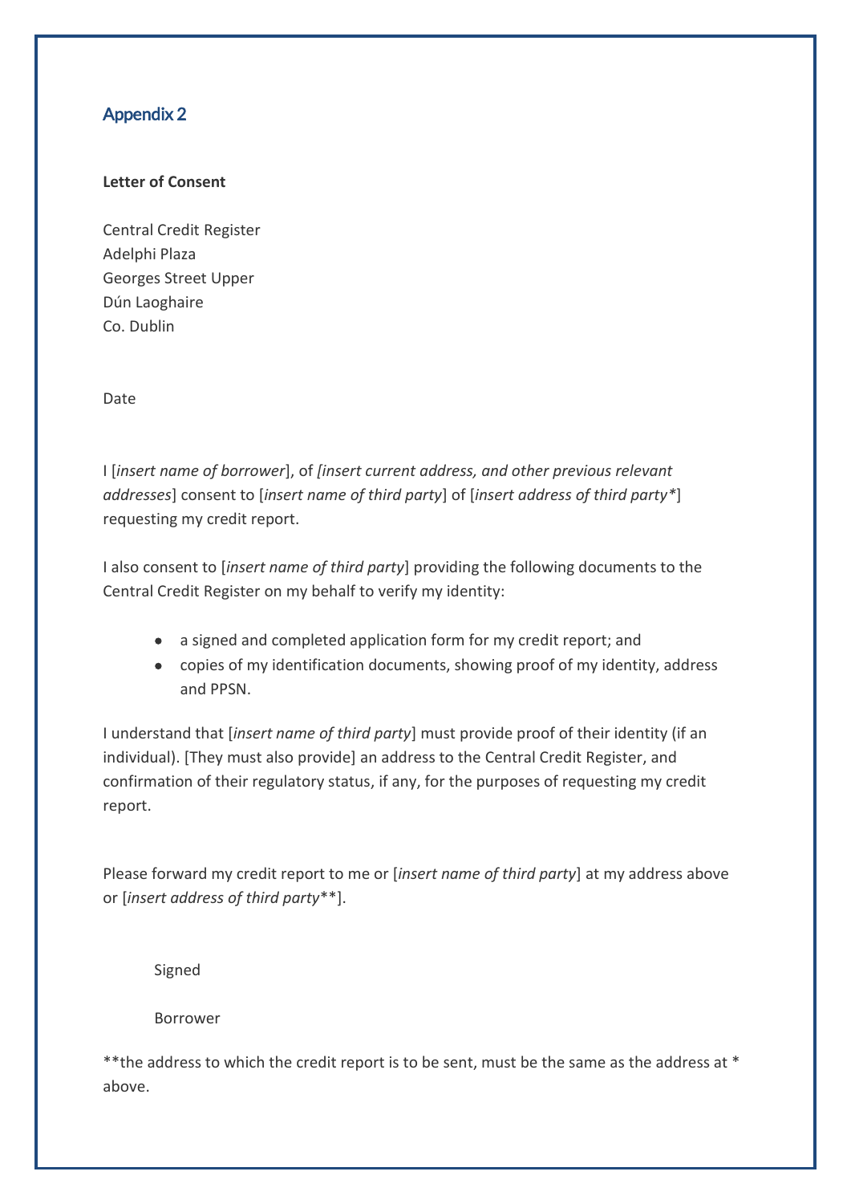## Appendix 2

**Letter of Consent**

Central Credit Register
Adelphi Plaza
Georges Street Upper
Dún Laoghaire
Co. Dublin

Date

I [*insert name of borrower*], of *[insert current address, and other previous relevant addresses*] consent to [*insert name of third party*] of [*insert address of third party**] requesting my credit report.

I also consent to [*insert name of third party*] providing the following documents to the Central Credit Register on my behalf to verify my identity:

- a signed and completed application form for my credit report; and
- copies of my identification documents, showing proof of my identity, address and PPSN.

I understand that [*insert name of third party*] must provide proof of their identity (if an individual). [They must also provide] an address to the Central Credit Register, and confirmation of their regulatory status, if any, for the purposes of requesting my credit report.

Please forward my credit report to me or [*insert name of third party*] at my address above or [*insert address of third party***].

Signed

Borrower

**the address to which the credit report is to be sent, must be the same as the address at * above.